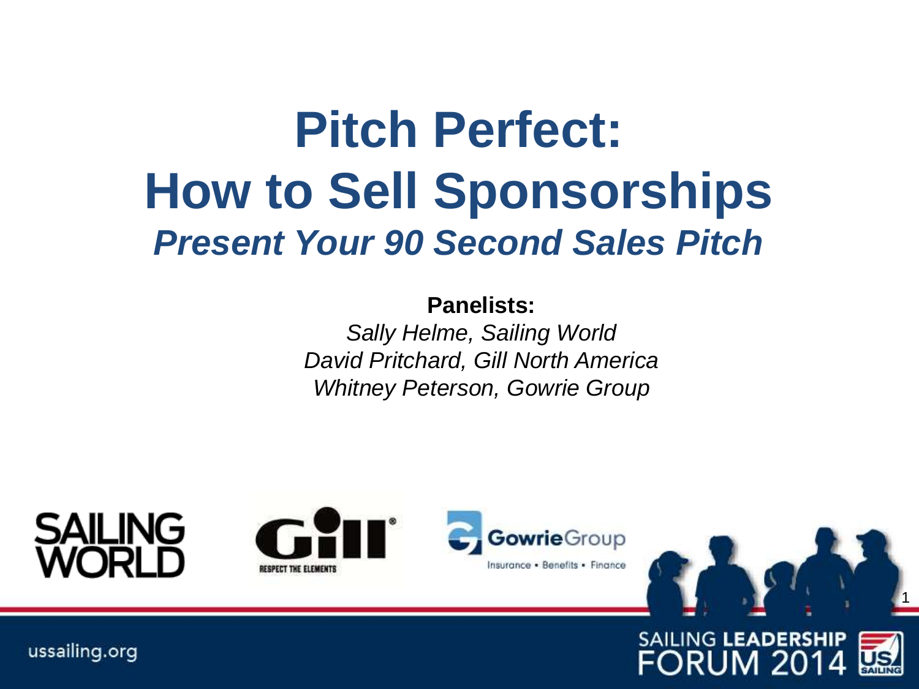# Pitch Perfect: How to Sell Sponsorships

## *Present Your 90 Second Sales Pitch*

**Panelists:**

*Sally Helme, Sailing World*
*David Pritchard, Gill North America*
*Whitney Peterson, Gowrie Group*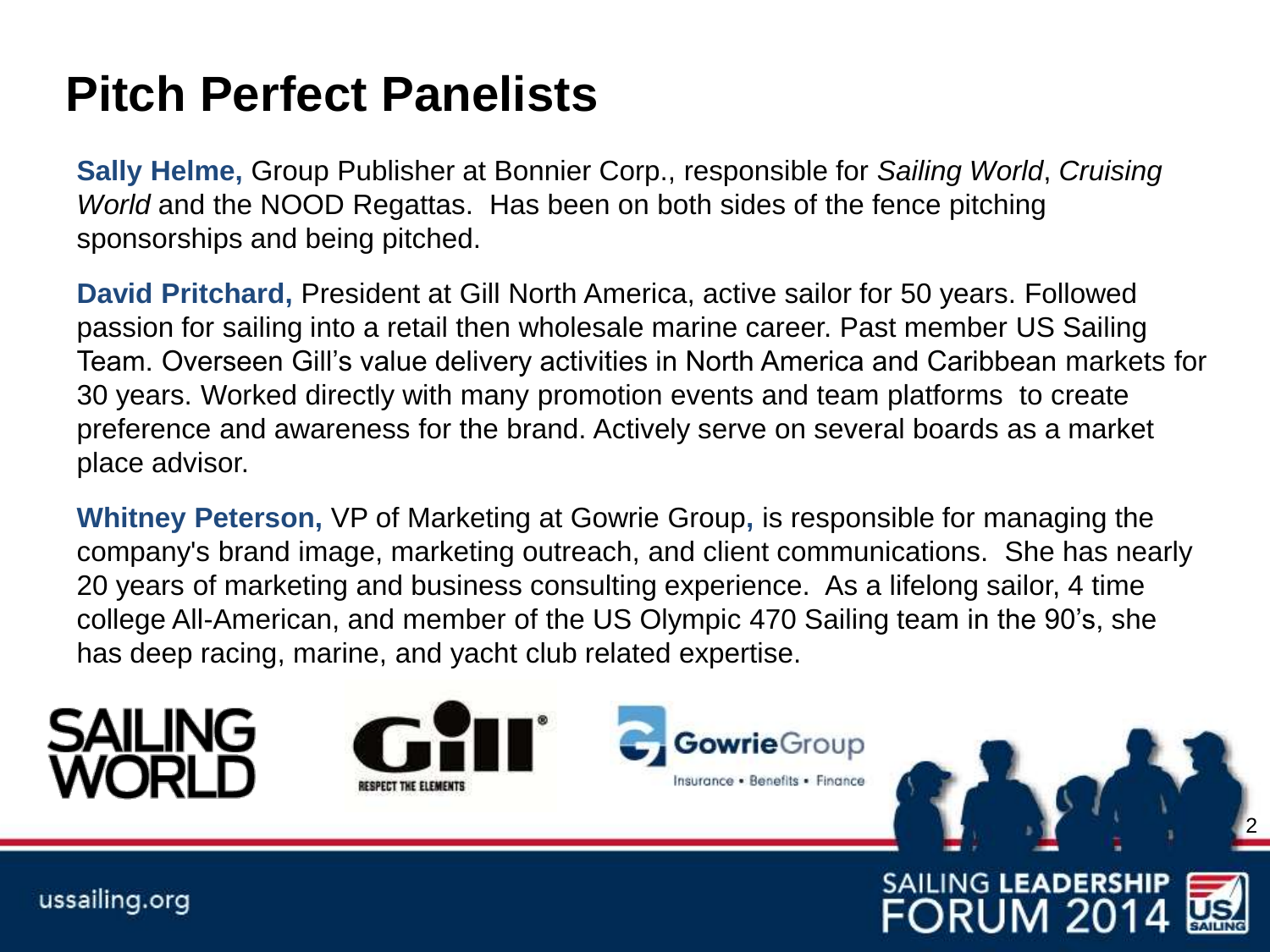# Pitch Perfect Panelists

**Sally Helme,** Group Publisher at Bonnier Corp., responsible for *Sailing World*, *Cruising World* and the NOOD Regattas. Has been on both sides of the fence pitching sponsorships and being pitched.

**David Pritchard,** President at Gill North America, active sailor for 50 years. Followed passion for sailing into a retail then wholesale marine career. Past member US Sailing Team. Overseen Gill's value delivery activities in North America and Caribbean markets for 30 years. Worked directly with many promotion events and team platforms to create preference and awareness for the brand. Actively serve on several boards as a market place advisor.

**Whitney Peterson,** VP of Marketing at Gowrie Group, is responsible for managing the company's brand image, marketing outreach, and client communications. She has nearly 20 years of marketing and business consulting experience. As a lifelong sailor, 4 time college All-American, and member of the US Olympic 470 Sailing team in the 90's, she has deep racing, marine, and yacht club related expertise.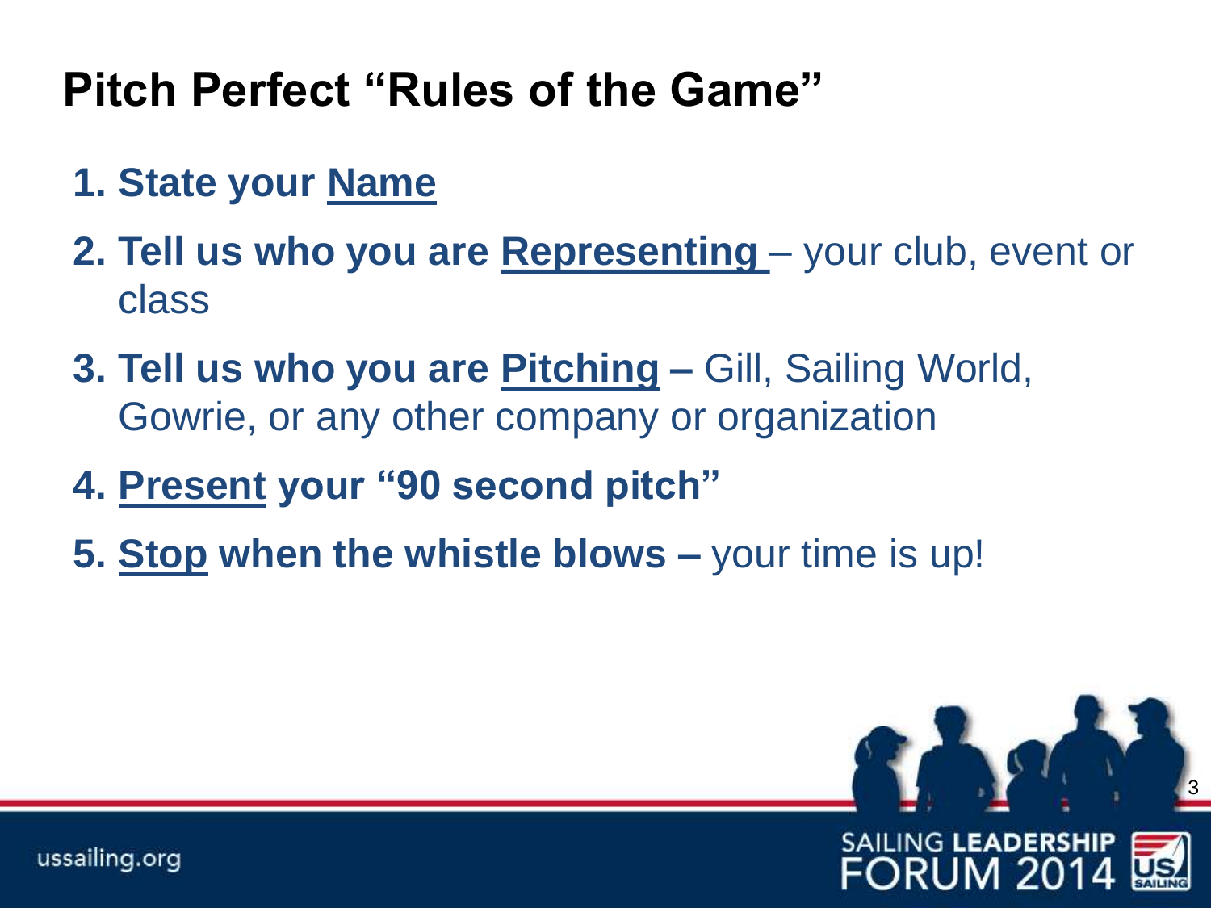# Pitch Perfect "Rules of the Game"

1. **State your Name**
2. **Tell us who you are Representing** – your club, event or class
3. **Tell us who you are Pitching –** Gill, Sailing World, Gowrie, or any other company or organization
4. **Present your "90 second pitch"**
5. **Stop when the whistle blows –** your time is up!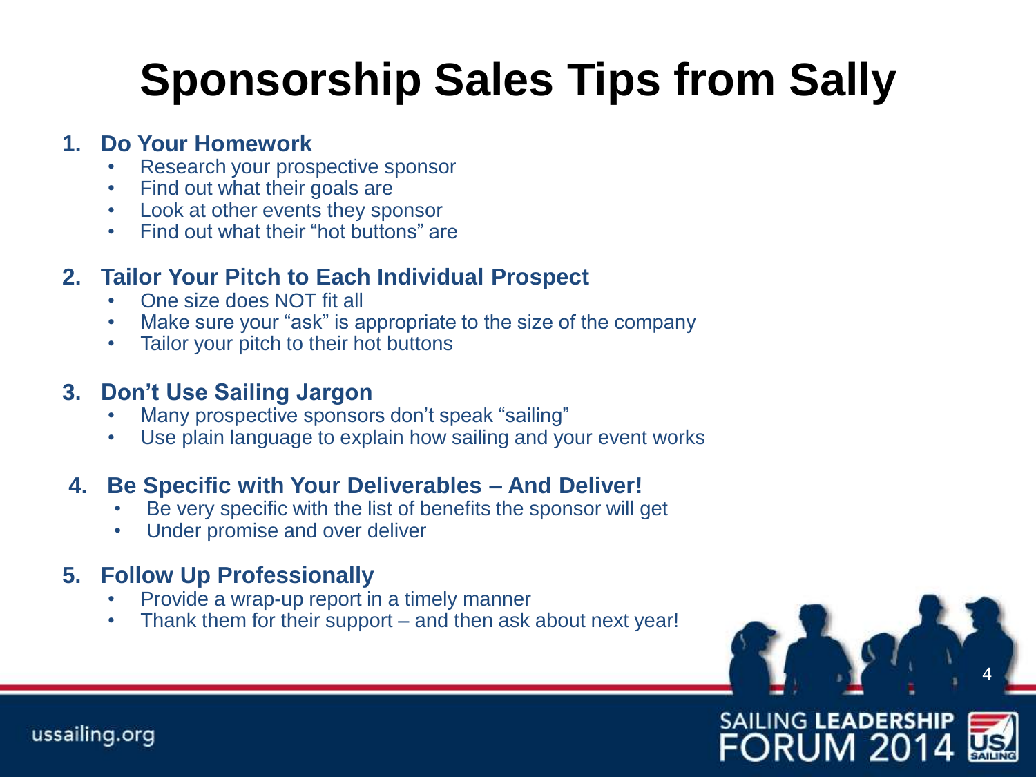# Sponsorship Sales Tips from Sally

1. **Do Your Homework**
   - Research your prospective sponsor
   - Find out what their goals are
   - Look at other events they sponsor
   - Find out what their "hot buttons" are

2. **Tailor Your Pitch to Each Individual Prospect**
   - One size does NOT fit all
   - Make sure your "ask" is appropriate to the size of the company
   - Tailor your pitch to their hot buttons

3. **Don't Use Sailing Jargon**
   - Many prospective sponsors don't speak "sailing"
   - Use plain language to explain how sailing and your event works

4. **Be Specific with Your Deliverables – And Deliver!**
   - Be very specific with the list of benefits the sponsor will get
   - Under promise and over deliver

5. **Follow Up Professionally**
   - Provide a wrap-up report in a timely manner
   - Thank them for their support – and then ask about next year!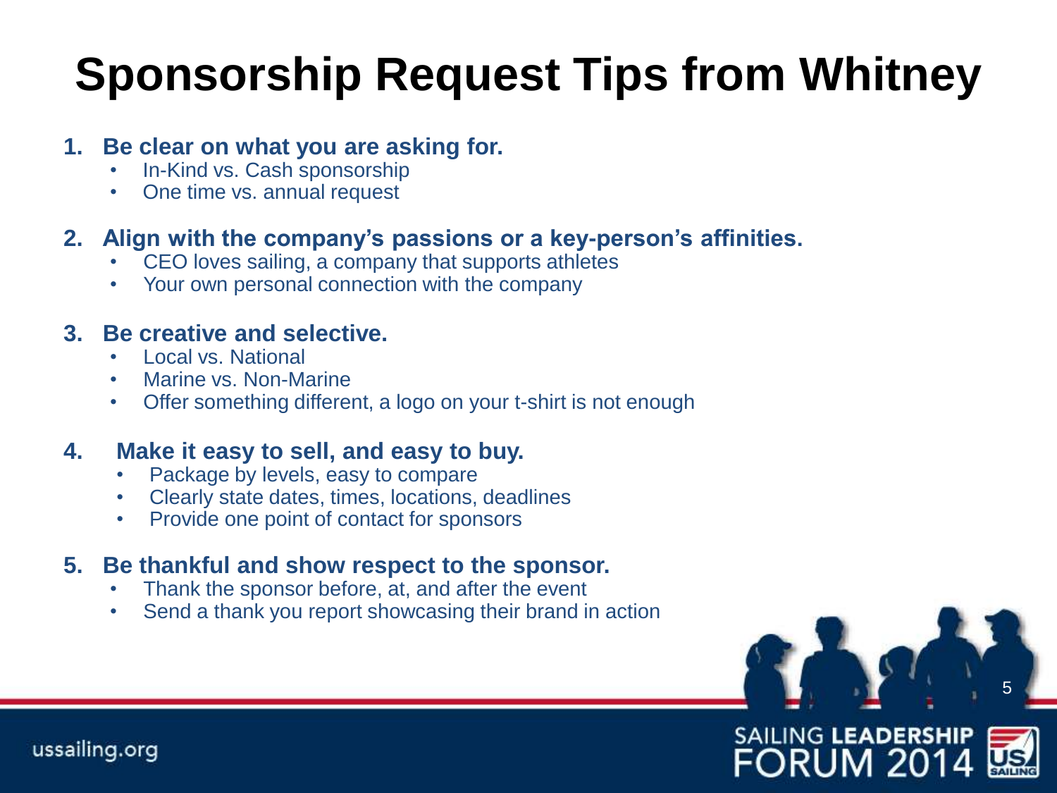# Sponsorship Request Tips from Whitney

1. **Be clear on what you are asking for.**
   - In-Kind vs. Cash sponsorship
   - One time vs. annual request

2. **Align with the company's passions or a key-person's affinities.**
   - CEO loves sailing, a company that supports athletes
   - Your own personal connection with the company

3. **Be creative and selective.**
   - Local vs. National
   - Marine vs. Non-Marine
   - Offer something different, a logo on your t-shirt is not enough

4. **Make it easy to sell, and easy to buy.**
   - Package by levels, easy to compare
   - Clearly state dates, times, locations, deadlines
   - Provide one point of contact for sponsors

5. **Be thankful and show respect to the sponsor.**
   - Thank the sponsor before, at, and after the event
   - Send a thank you report showcasing their brand in action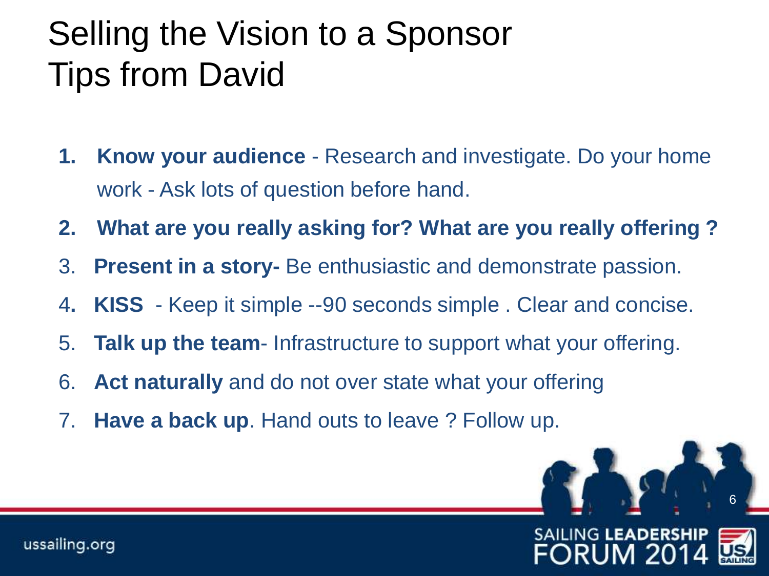# Selling the Vision to a Sponsor
# Tips from David

1. **Know your audience** - Research and investigate. Do your home work - Ask lots of question before hand.
2. **What are you really asking for? What are you really offering ?**
3. **Present in a story-** Be enthusiastic and demonstrate passion.
4. **KISS** - Keep it simple --90 seconds simple . Clear and concise.
5. **Talk up the team**- Infrastructure to support what your offering.
6. **Act naturally** and do not over state what your offering
7. **Have a back up**. Hand outs to leave ? Follow up.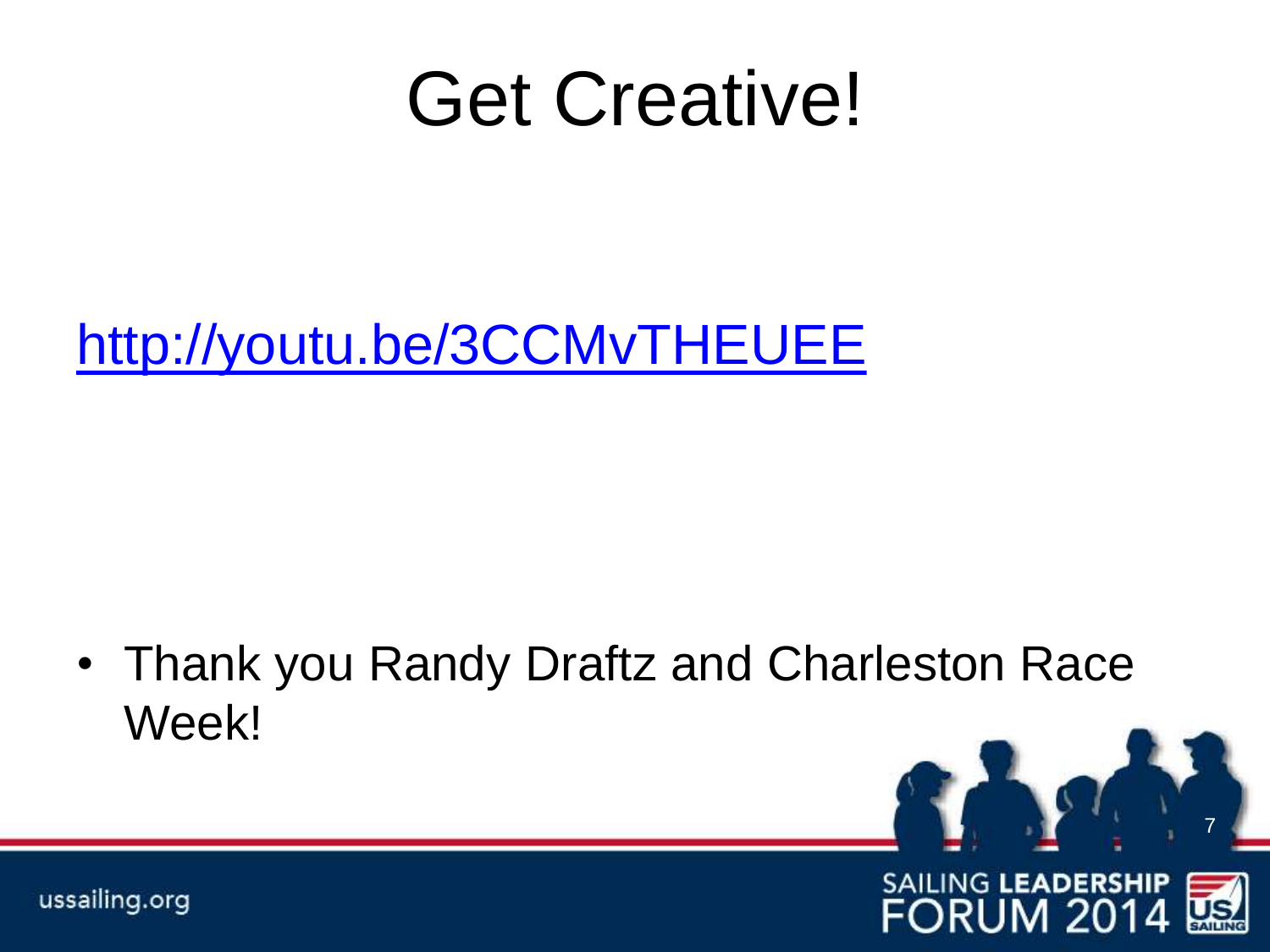# Get Creative!

http://youtu.be/3CCMvTHEUEE

- Thank you Randy Draftz and Charleston Race Week!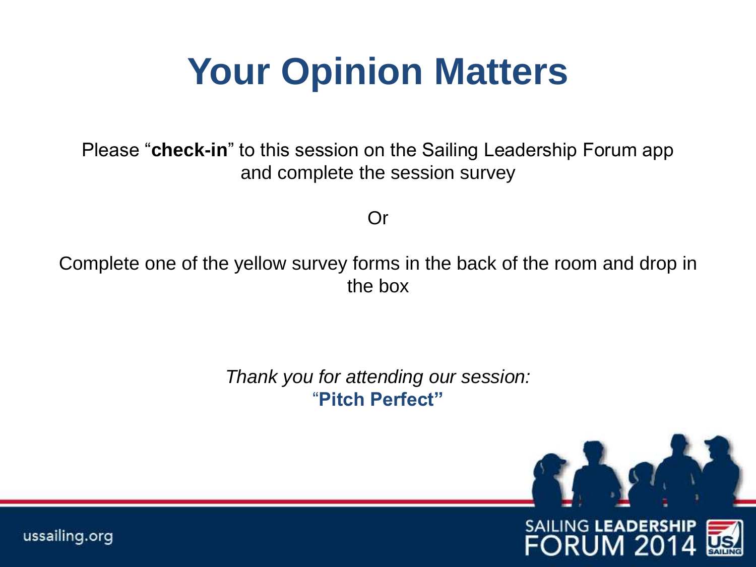# Your Opinion Matters

Please "**check-in**" to this session on the Sailing Leadership Forum app and complete the session survey

Or

Complete one of the yellow survey forms in the back of the room and drop in the box

*Thank you for attending our session:*
"**Pitch Perfect"**